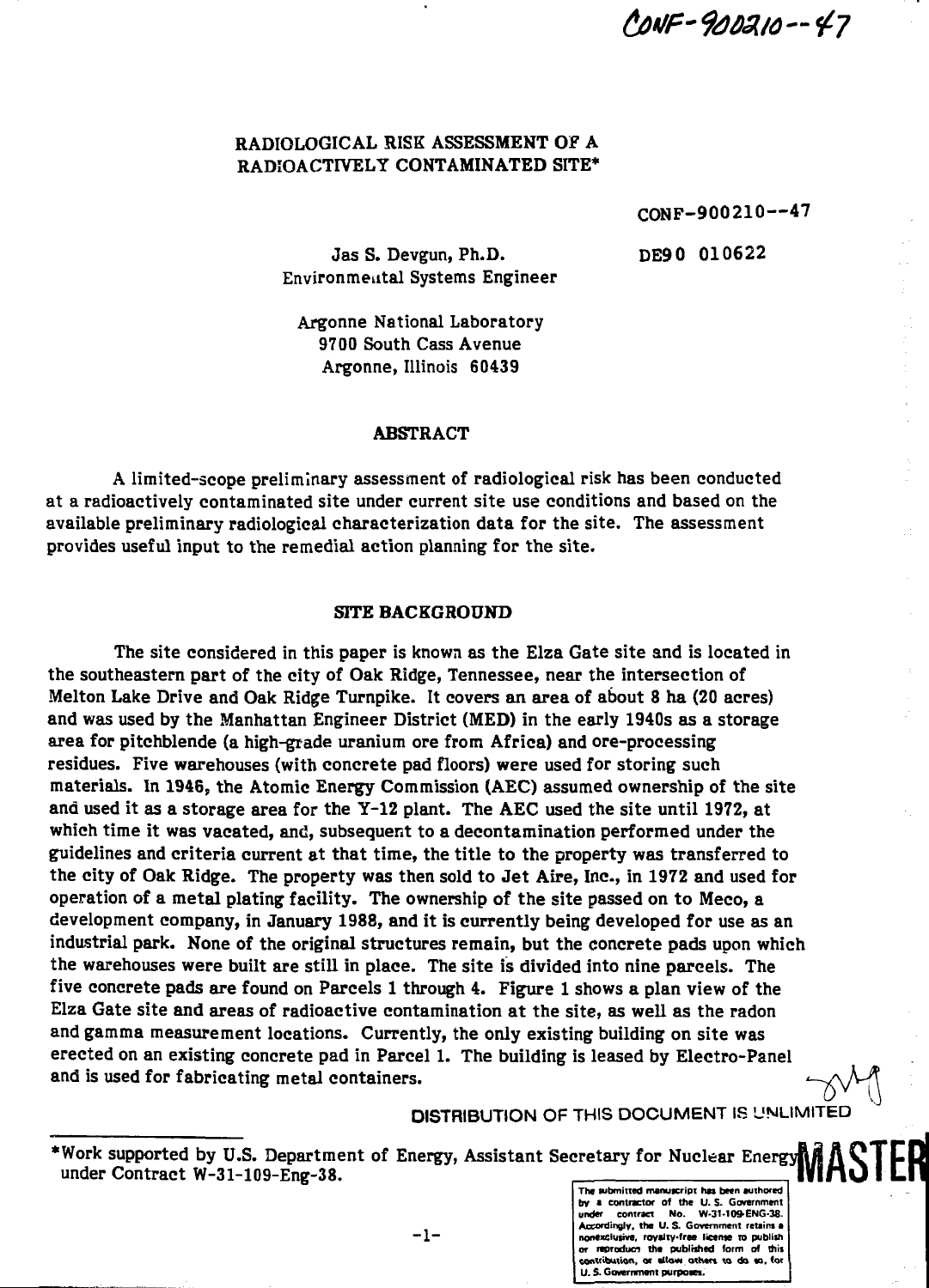CONF-900210--47

# RADIOLOGICAL RISK ASSESSMENT OF A RADIOACTIVELY CONTAMINATED SITE*

CONF-900210--47

DE90 010622

Jas S. Devgun, Ph.D.
Environmental Systems Engineer

Argonne National Laboratory
9700 South Cass Avenue
Argonne, Illinois 60439

## ABSTRACT

A limited-scope preliminary assessment of radiological risk has been conducted at a radioactively contaminated site under current site use conditions and based on the available preliminary radiological characterization data for the site. The assessment provides useful input to the remedial action planning for the site.

## SITE BACKGROUND

The site considered in this paper is known as the Elza Gate site and is located in the southeastern part of the city of Oak Ridge, Tennessee, near the intersection of Melton Lake Drive and Oak Ridge Turnpike. It covers an area of about 8 ha (20 acres) and was used by the Manhattan Engineer District (MED) in the early 1940s as a storage area for pitchblende (a high-grade uranium ore from Africa) and ore-processing residues. Five warehouses (with concrete pad floors) were used for storing such materials. In 1946, the Atomic Energy Commission (AEC) assumed ownership of the site and used it as a storage area for the Y-12 plant. The AEC used the site until 1972, at which time it was vacated, and, subsequent to a decontamination performed under the guidelines and criteria current at that time, the title to the property was transferred to the city of Oak Ridge. The property was then sold to Jet Aire, Inc., in 1972 and used for operation of a metal plating facility. The ownership of the site passed on to Meco, a development company, in January 1988, and it is currently being developed for use as an industrial park. None of the original structures remain, but the concrete pads upon which the warehouses were built are still in place. The site is divided into nine parcels. The five concrete pads are found on Parcels 1 through 4. Figure 1 shows a plan view of the Elza Gate site and areas of radioactive contamination at the site, as well as the radon and gamma measurement locations. Currently, the only existing building on site was erected on an existing concrete pad in Parcel 1. The building is leased by Electro-Panel and is used for fabricating metal containers.

DISTRIBUTION OF THIS DOCUMENT IS UNLIMITED

MASTER

*Work supported by U.S. Department of Energy, Assistant Secretary for Nuclear Energy under Contract W-31-109-Eng-38.

The submitted manuscript has been authored by a contractor of the U. S. Government under contract No. W-31-109-ENG-38. Accordingly, the U. S. Government retains a nonexclusive, royalty-free license to publish or reproduce the published form of this contribution, or allow others to do so, for U. S. Government purposes.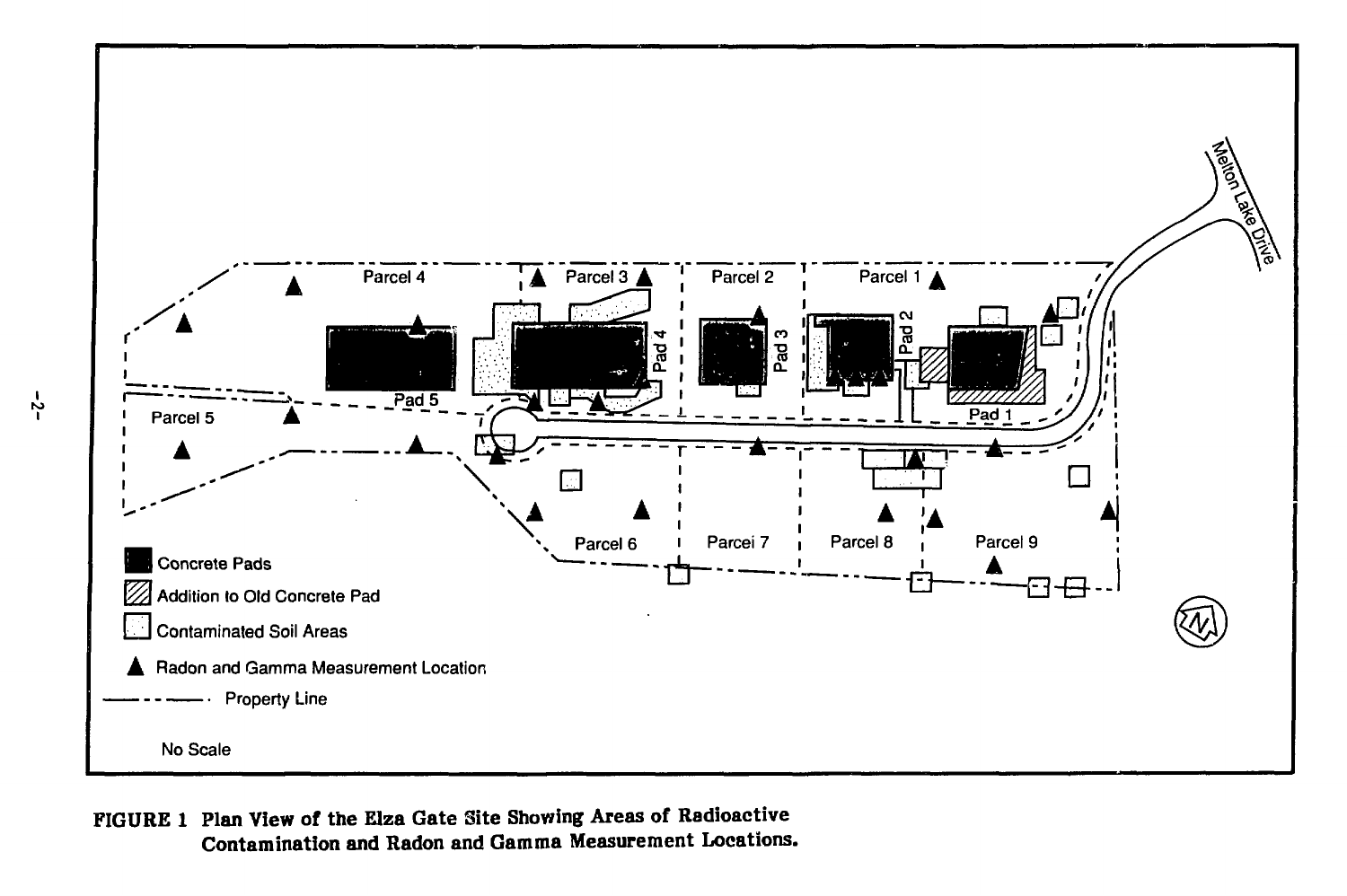**FIGURE 1 Plan View of the Elza Gate Site Showing Areas of Radioactive Contamination and Radon and Gamma Measurement Locations.**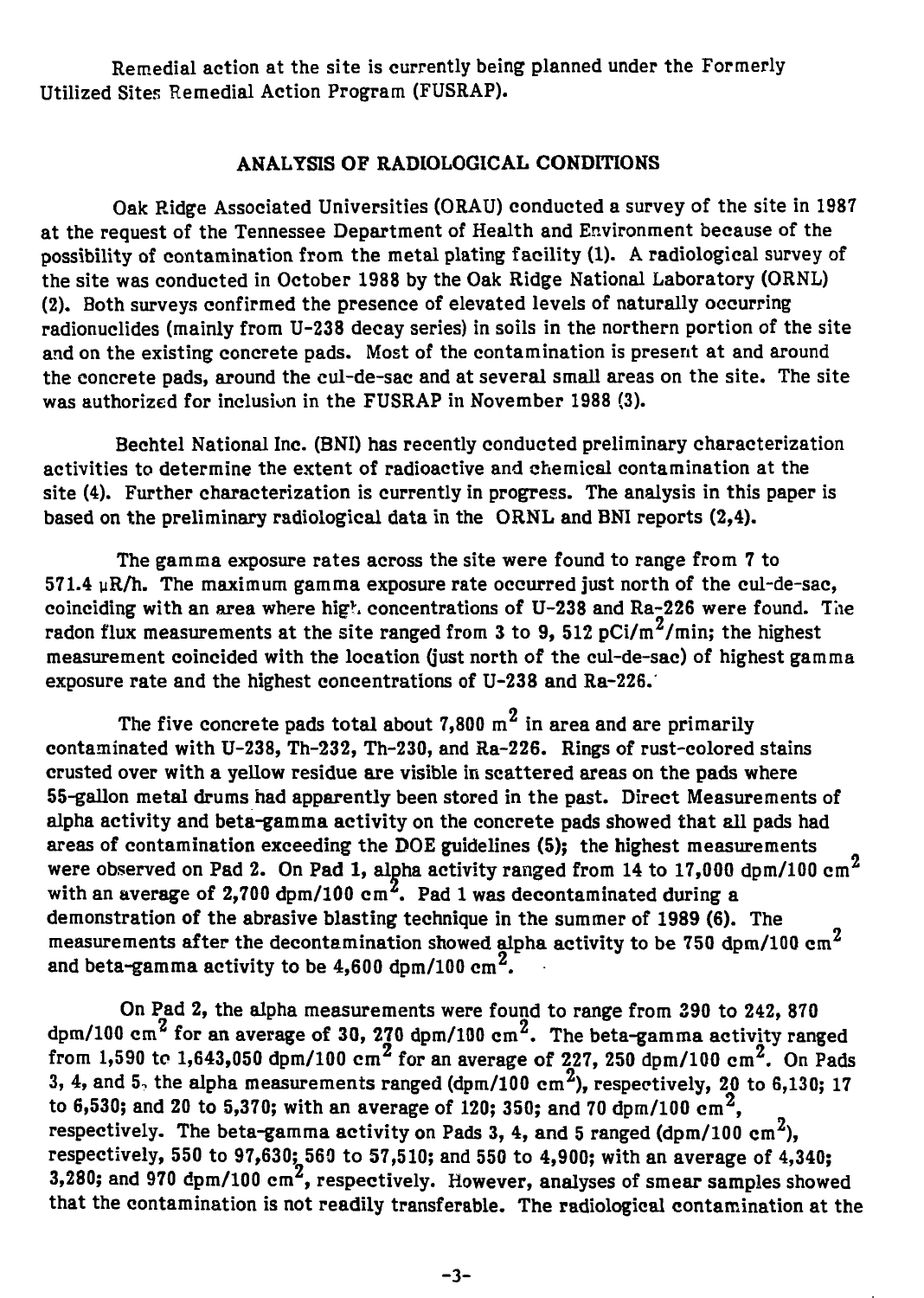Remedial action at the site is currently being planned under the Formerly Utilized Sites Remedial Action Program (FUSRAP).

## ANALYSIS OF RADIOLOGICAL CONDITIONS

Oak Ridge Associated Universities (ORAU) conducted a survey of the site in 1987 at the request of the Tennessee Department of Health and Environment because of the possibility of contamination from the metal plating facility (1). A radiological survey of the site was conducted in October 1988 by the Oak Ridge National Laboratory (ORNL) (2). Both surveys confirmed the presence of elevated levels of naturally occurring radionuclides (mainly from U-238 decay series) in soils in the northern portion of the site and on the existing concrete pads. Most of the contamination is present at and around the concrete pads, around the cul-de-sac and at several small areas on the site. The site was authorized for inclusion in the FUSRAP in November 1988 (3).

Bechtel National Inc. (BNI) has recently conducted preliminary characterization activities to determine the extent of radioactive and chemical contamination at the site (4). Further characterization is currently in progress. The analysis in this paper is based on the preliminary radiological data in the ORNL and BNI reports (2,4).

The gamma exposure rates across the site were found to range from 7 to 571.4 μR/h. The maximum gamma exposure rate occurred just north of the cul-de-sac, coinciding with an area where high concentrations of U-238 and Ra-226 were found. The radon flux measurements at the site ranged from 3 to 9, 512 pCi/$m^2$/min; the highest measurement coincided with the location (just north of the cul-de-sac) of highest gamma exposure rate and the highest concentrations of U-238 and Ra-226.

The five concrete pads total about 7,800 $m^2$ in area and are primarily contaminated with U-238, Th-232, Th-230, and Ra-226. Rings of rust-colored stains crusted over with a yellow residue are visible in scattered areas on the pads where 55-gallon metal drums had apparently been stored in the past. Direct Measurements of alpha activity and beta-gamma activity on the concrete pads showed that all pads had areas of contamination exceeding the DOE guidelines (5); the highest measurements were observed on Pad 2. On Pad 1, alpha activity ranged from 14 to 17,000 dpm/100 $cm^2$ with an average of 2,700 dpm/100 $cm^2$. Pad 1 was decontaminated during a demonstration of the abrasive blasting technique in the summer of 1989 (6). The measurements after the decontamination showed alpha activity to be 750 dpm/100 $cm^2$ and beta-gamma activity to be 4,600 dpm/100 $cm^2$.

On Pad 2, the alpha measurements were found to range from 390 to 242, 870 dpm/100 $cm^2$ for an average of 30, 270 dpm/100 $cm^2$. The beta-gamma activity ranged from 1,590 to 1,643,050 dpm/100 $cm^2$ for an average of 227, 250 dpm/100 $cm^2$. On Pads 3, 4, and 5, the alpha measurements ranged (dpm/100 $cm^2$), respectively, 20 to 6,130; 17 to 6,530; and 20 to 5,370; with an average of 120; 350; and 70 dpm/100 $cm^2$, respectively. The beta-gamma activity on Pads 3, 4, and 5 ranged (dpm/100 $cm^2$), respectively, 550 to 97,630; 560 to 57,510; and 550 to 4,900; with an average of 4,340; 3,280; and 970 dpm/100 $cm^2$, respectively. However, analyses of smear samples showed that the contamination is not readily transferable. The radiological contamination at the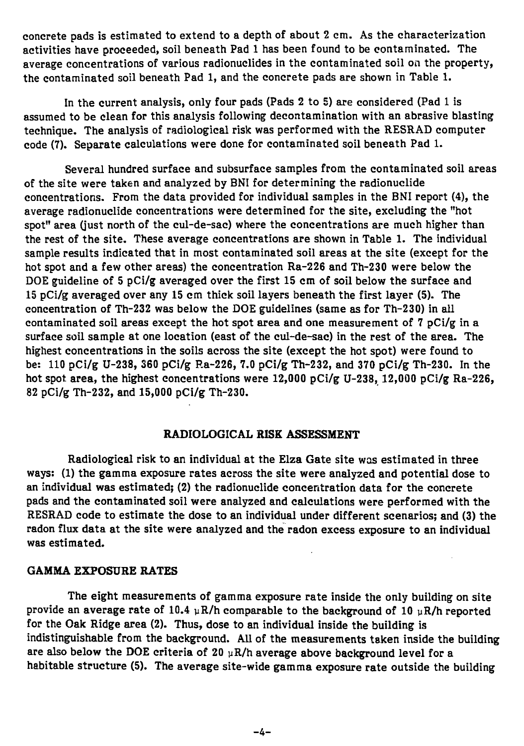concrete pads is estimated to extend to a depth of about 2 cm. As the characterization activities have proceeded, soil beneath Pad 1 has been found to be contaminated. The average concentrations of various radionuclides in the contaminated soil on the property, the contaminated soil beneath Pad 1, and the concrete pads are shown in Table 1.

In the current analysis, only four pads (Pads 2 to 5) are considered (Pad 1 is assumed to be clean for this analysis following decontamination with an abrasive blasting technique. The analysis of radiological risk was performed with the RESRAD computer code (7). Separate calculations were done for contaminated soil beneath Pad 1.

Several hundred surface and subsurface samples from the contaminated soil areas of the site were taken and analyzed by BNI for determining the radionuclide concentrations. From the data provided for individual samples in the BNI report (4), the average radionuclide concentrations were determined for the site, excluding the "hot spot" area (just north of the cul-de-sac) where the concentrations are much higher than the rest of the site. These average concentrations are shown in Table 1. The individual sample results indicated that in most contaminated soil areas at the site (except for the hot spot and a few other areas) the concentration Ra-226 and Th-230 were below the DOE guideline of 5 pCi/g averaged over the first 15 cm of soil below the surface and 15 pCi/g averaged over any 15 cm thick soil layers beneath the first layer (5). The concentration of Th-232 was below the DOE guidelines (same as for Th-230) in all contaminated soil areas except the hot spot area and one measurement of 7 pCi/g in a surface soil sample at one location (east of the cul-de-sac) in the rest of the area. The highest concentrations in the soils across the site (except the hot spot) were found to be: 110 pCi/g U-238, 360 pCi/g Ra-226, 7.0 pCi/g Th-232, and 370 pCi/g Th-230. In the hot spot area, the highest concentrations were 12,000 pCi/g U-238, 12,000 pCi/g Ra-226, 82 pCi/g Th-232, and 15,000 pCi/g Th-230.

## RADIOLOGICAL RISK ASSESSMENT

Radiological risk to an individual at the Elza Gate site was estimated in three ways: (1) the gamma exposure rates across the site were analyzed and potential dose to an individual was estimated; (2) the radionuclide concentration data for the concrete pads and the contaminated soil were analyzed and calculations were performed with the RESRAD code to estimate the dose to an individual under different scenarios; and (3) the radon flux data at the site were analyzed and the radon excess exposure to an individual was estimated.

### GAMMA EXPOSURE RATES

The eight measurements of gamma exposure rate inside the only building on site provide an average rate of 10.4 μR/h comparable to the background of 10 μR/h reported for the Oak Ridge area (2). Thus, dose to an individual inside the building is indistinguishable from the background. All of the measurements taken inside the building are also below the DOE criteria of 20 μR/h average above background level for a habitable structure (5). The average site-wide gamma exposure rate outside the building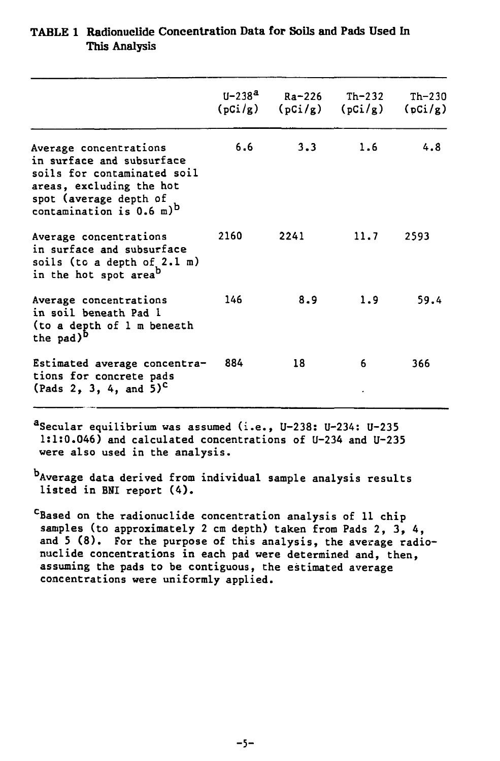**TABLE 1 Radionuclide Concentration Data for Soils and Pads Used In This Analysis**

| | U-238[a] (pCi/g) | Ra-226 (pCi/g) | Th-232 (pCi/g) | Th-230 (pCi/g) |
|---|---|---|---|---|
| Average concentrations in surface and subsurface soils for contaminated soil areas, excluding the hot spot (average depth of contamination is 0.6 m)[b] | 6.6 | 3.3 | 1.6 | 4.8 |
| Average concentrations in surface and subsurface soils (to a depth of 2.1 m) in the hot spot area[b] | 2160 | 2241 | 11.7 | 2593 |
| Average concentrations in soil beneath Pad 1 (to a depth of 1 m beneath the pad)[b] | 146 | 8.9 | 1.9 | 59.4 |
| Estimated average concentrations for concrete pads (Pads 2, 3, 4, and 5)[c] | 884 | 18 | 6 | 366 |

[a]Secular equilibrium was assumed (i.e., U-238: U-234: U-235 1:1:0.046) and calculated concentrations of U-234 and U-235 were also used in the analysis.

[b]Average data derived from individual sample analysis results listed in BNI report (4).

[c]Based on the radionuclide concentration analysis of 11 chip samples (to approximately 2 cm depth) taken from Pads 2, 3, 4, and 5 (8). For the purpose of this analysis, the average radionuclide concentrations in each pad were determined and, then, assuming the pads to be contiguous, the estimated average concentrations were uniformly applied.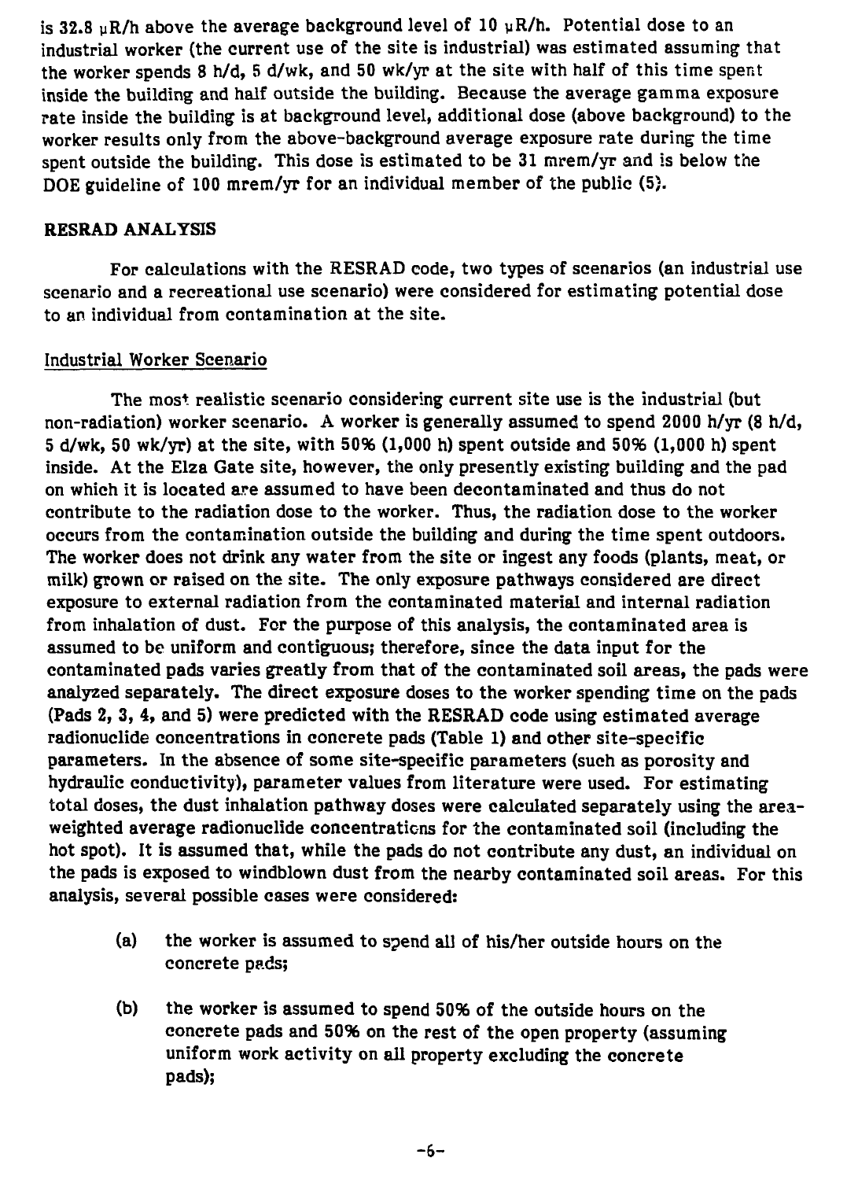is 32.8 μR/h above the average background level of 10 μR/h. Potential dose to an industrial worker (the current use of the site is industrial) was estimated assuming that the worker spends 8 h/d, 5 d/wk, and 50 wk/yr at the site with half of this time spent inside the building and half outside the building. Because the average gamma exposure rate inside the building is at background level, additional dose (above background) to the worker results only from the above-background average exposure rate during the time spent outside the building. This dose is estimated to be 31 mrem/yr and is below the DOE guideline of 100 mrem/yr for an individual member of the public (5).

## RESRAD ANALYSIS

For calculations with the RESRAD code, two types of scenarios (an industrial use scenario and a recreational use scenario) were considered for estimating potential dose to an individual from contamination at the site.

### Industrial Worker Scenario

The most realistic scenario considering current site use is the industrial (but non-radiation) worker scenario. A worker is generally assumed to spend 2000 h/yr (8 h/d, 5 d/wk, 50 wk/yr) at the site, with 50% (1,000 h) spent outside and 50% (1,000 h) spent inside. At the Elza Gate site, however, the only presently existing building and the pad on which it is located are assumed to have been decontaminated and thus do not contribute to the radiation dose to the worker. Thus, the radiation dose to the worker occurs from the contamination outside the building and during the time spent outdoors. The worker does not drink any water from the site or ingest any foods (plants, meat, or milk) grown or raised on the site. The only exposure pathways considered are direct exposure to external radiation from the contaminated material and internal radiation from inhalation of dust. For the purpose of this analysis, the contaminated area is assumed to be uniform and contiguous; therefore, since the data input for the contaminated pads varies greatly from that of the contaminated soil areas, the pads were analyzed separately. The direct exposure doses to the worker spending time on the pads (Pads 2, 3, 4, and 5) were predicted with the RESRAD code using estimated average radionuclide concentrations in concrete pads (Table 1) and other site-specific parameters. In the absence of some site-specific parameters (such as porosity and hydraulic conductivity), parameter values from literature were used. For estimating total doses, the dust inhalation pathway doses were calculated separately using the area-weighted average radionuclide concentrations for the contaminated soil (including the hot spot). It is assumed that, while the pads do not contribute any dust, an individual on the pads is exposed to windblown dust from the nearby contaminated soil areas. For this analysis, several possible cases were considered:

(a) the worker is assumed to spend all of his/her outside hours on the concrete pads;

(b) the worker is assumed to spend 50% of the outside hours on the concrete pads and 50% on the rest of the open property (assuming uniform work activity on all property excluding the concrete pads);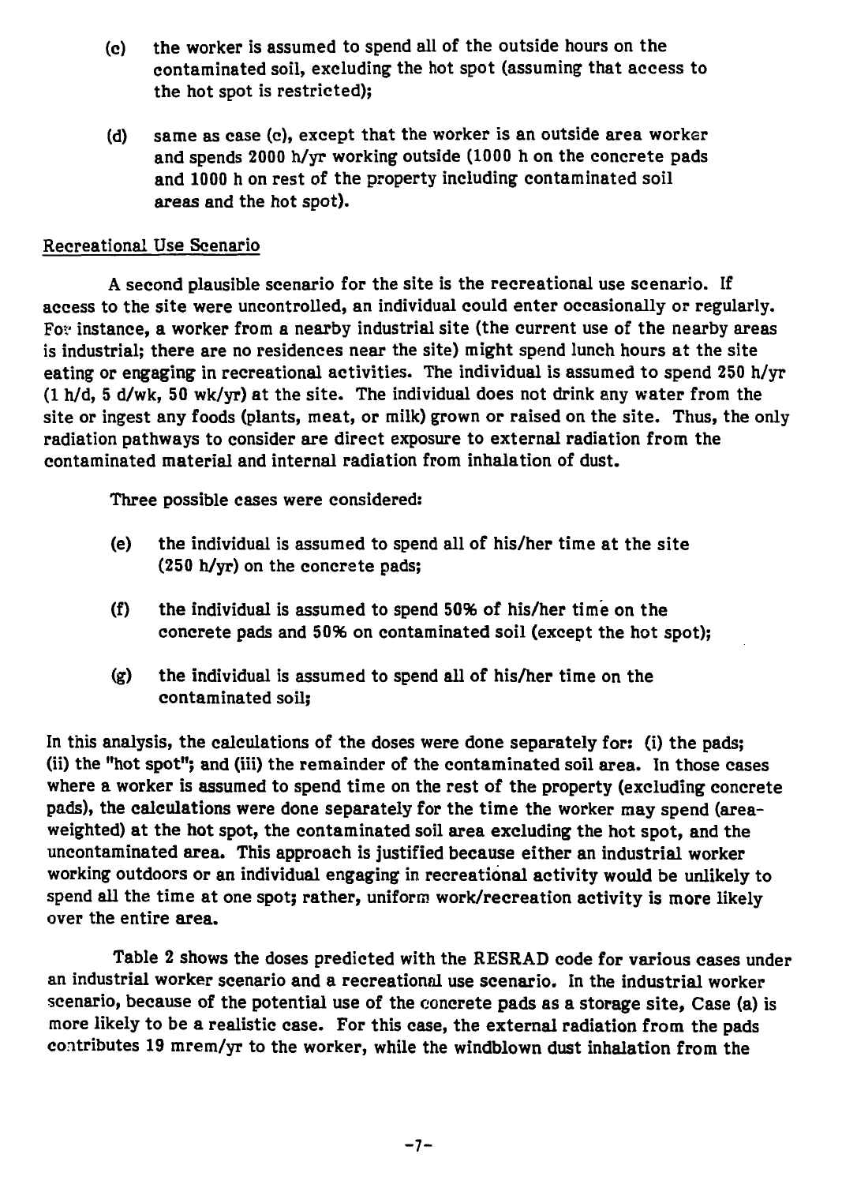(c) the worker is assumed to spend all of the outside hours on the contaminated soil, excluding the hot spot (assuming that access to the hot spot is restricted);

(d) same as case (c), except that the worker is an outside area worker and spends 2000 h/yr working outside (1000 h on the concrete pads and 1000 h on rest of the property including contaminated soil areas and the hot spot).

Recreational Use Scenario

A second plausible scenario for the site is the recreational use scenario. If access to the site were uncontrolled, an individual could enter occasionally or regularly. For instance, a worker from a nearby industrial site (the current use of the nearby areas is industrial; there are no residences near the site) might spend lunch hours at the site eating or engaging in recreational activities. The individual is assumed to spend 250 h/yr (1 h/d, 5 d/wk, 50 wk/yr) at the site. The individual does not drink any water from the site or ingest any foods (plants, meat, or milk) grown or raised on the site. Thus, the only radiation pathways to consider are direct exposure to external radiation from the contaminated material and internal radiation from inhalation of dust.

Three possible cases were considered:

(e) the individual is assumed to spend all of his/her time at the site (250 h/yr) on the concrete pads;

(f) the individual is assumed to spend 50% of his/her time on the concrete pads and 50% on contaminated soil (except the hot spot);

(g) the individual is assumed to spend all of his/her time on the contaminated soil;

In this analysis, the calculations of the doses were done separately for: (i) the pads; (ii) the "hot spot"; and (iii) the remainder of the contaminated soil area. In those cases where a worker is assumed to spend time on the rest of the property (excluding concrete pads), the calculations were done separately for the time the worker may spend (area-weighted) at the hot spot, the contaminated soil area excluding the hot spot, and the uncontaminated area. This approach is justified because either an industrial worker working outdoors or an individual engaging in recreational activity would be unlikely to spend all the time at one spot; rather, uniform work/recreation activity is more likely over the entire area.

Table 2 shows the doses predicted with the RESRAD code for various cases under an industrial worker scenario and a recreational use scenario. In the industrial worker scenario, because of the potential use of the concrete pads as a storage site, Case (a) is more likely to be a realistic case. For this case, the external radiation from the pads contributes 19 mrem/yr to the worker, while the windblown dust inhalation from the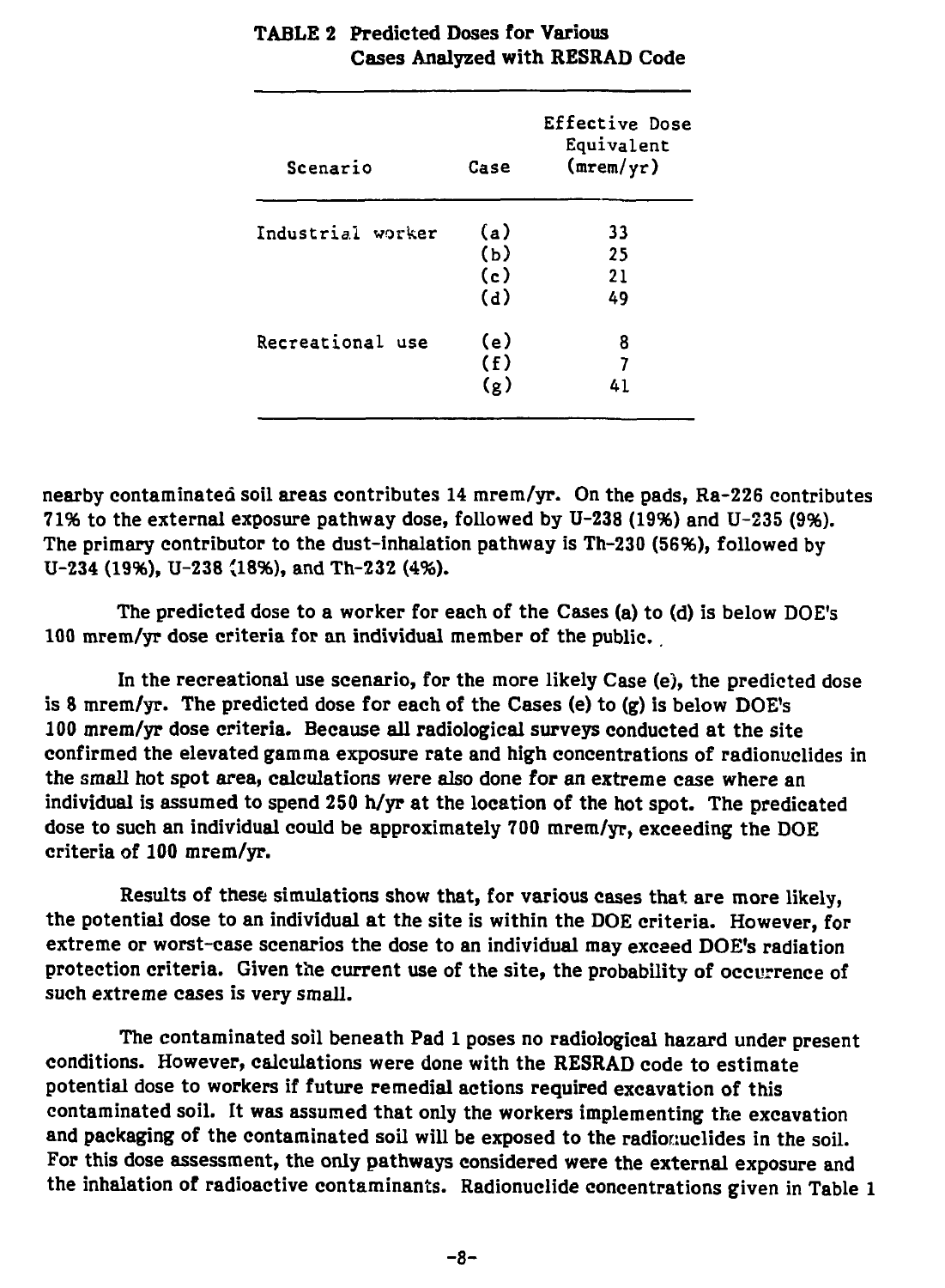**TABLE 2 Predicted Doses for Various Cases Analyzed with RESRAD Code**

| Scenario | Case | Effective Dose Equivalent (mrem/yr) |
|---|---|---|
| Industrial worker | (a) | 33 |
| | (b) | 25 |
| | (c) | 21 |
| | (d) | 49 |
| Recreational use | (e) | 8 |
| | (f) | 7 |
| | (g) | 41 |

nearby contaminated soil areas contributes 14 mrem/yr. On the pads, Ra-226 contributes 71% to the external exposure pathway dose, followed by U-238 (19%) and U-235 (9%). The primary contributor to the dust-inhalation pathway is Th-230 (56%), followed by U-234 (19%), U-238 (18%), and Th-232 (4%).

The predicted dose to a worker for each of the Cases (a) to (d) is below DOE's 100 mrem/yr dose criteria for an individual member of the public.

In the recreational use scenario, for the more likely Case (e), the predicted dose is 8 mrem/yr. The predicted dose for each of the Cases (e) to (g) is below DOE's 100 mrem/yr dose criteria. Because all radiological surveys conducted at the site confirmed the elevated gamma exposure rate and high concentrations of radionuclides in the small hot spot area, calculations were also done for an extreme case where an individual is assumed to spend 250 h/yr at the location of the hot spot. The predicated dose to such an individual could be approximately 700 mrem/yr, exceeding the DOE criteria of 100 mrem/yr.

Results of these simulations show that, for various cases that are more likely, the potential dose to an individual at the site is within the DOE criteria. However, for extreme or worst-case scenarios the dose to an individual may exceed DOE's radiation protection criteria. Given the current use of the site, the probability of occurrence of such extreme cases is very small.

The contaminated soil beneath Pad 1 poses no radiological hazard under present conditions. However, calculations were done with the RESRAD code to estimate potential dose to workers if future remedial actions required excavation of this contaminated soil. It was assumed that only the workers implementing the excavation and packaging of the contaminated soil will be exposed to the radionuclides in the soil. For this dose assessment, the only pathways considered were the external exposure and the inhalation of radioactive contaminants. Radionuclide concentrations given in Table 1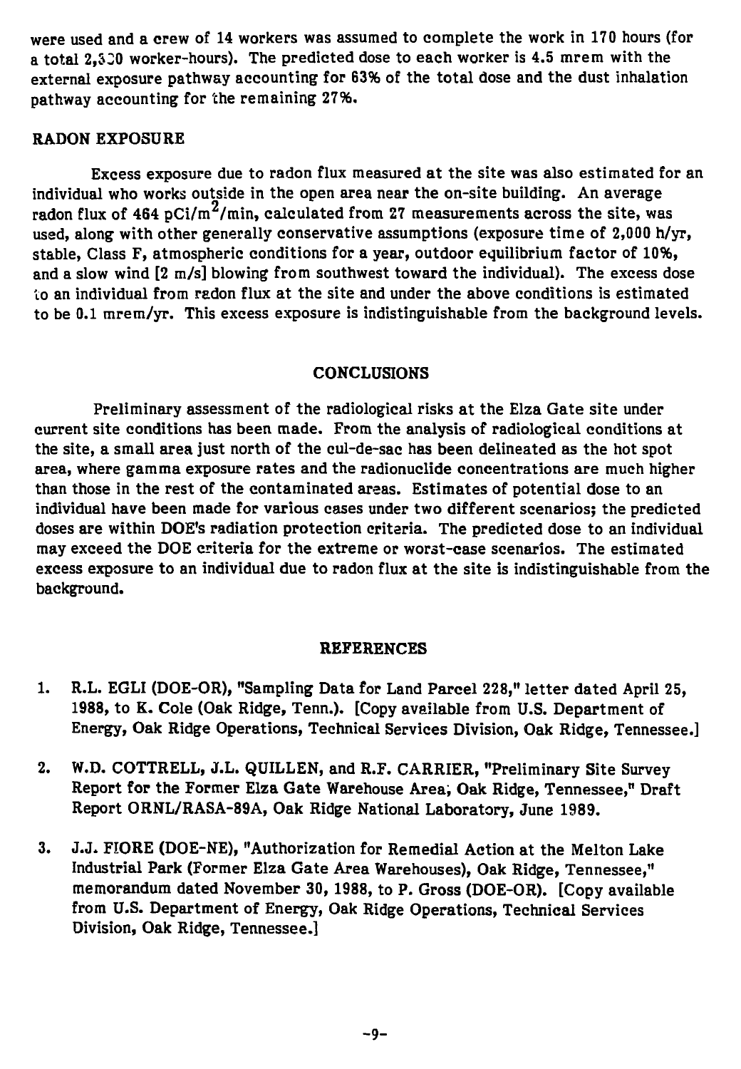were used and a crew of 14 workers was assumed to complete the work in 170 hours (for a total 2,380 worker-hours). The predicted dose to each worker is 4.5 mrem with the external exposure pathway accounting for 63% of the total dose and the dust inhalation pathway accounting for the remaining 27%.

## RADON EXPOSURE

Excess exposure due to radon flux measured at the site was also estimated for an individual who works outside in the open area near the on-site building. An average radon flux of 464 $pCi/m^2/min$, calculated from 27 measurements across the site, was used, along with other generally conservative assumptions (exposure time of 2,000 h/yr, stable, Class F, atmospheric conditions for a year, outdoor equilibrium factor of 10%, and a slow wind [2 m/s] blowing from southwest toward the individual). The excess dose to an individual from radon flux at the site and under the above conditions is estimated to be 0.1 mrem/yr. This excess exposure is indistinguishable from the background levels.

## CONCLUSIONS

Preliminary assessment of the radiological risks at the Elza Gate site under current site conditions has been made. From the analysis of radiological conditions at the site, a small area just north of the cul-de-sac has been delineated as the hot spot area, where gamma exposure rates and the radionuclide concentrations are much higher than those in the rest of the contaminated areas. Estimates of potential dose to an individual have been made for various cases under two different scenarios; the predicted doses are within DOE's radiation protection criteria. The predicted dose to an individual may exceed the DOE criteria for the extreme or worst-case scenarios. The estimated excess exposure to an individual due to radon flux at the site is indistinguishable from the background.

## REFERENCES

1. R.L. EGLI (DOE-OR), "Sampling Data for Land Parcel 228," letter dated April 25, 1988, to K. Cole (Oak Ridge, Tenn.). [Copy available from U.S. Department of Energy, Oak Ridge Operations, Technical Services Division, Oak Ridge, Tennessee.]

2. W.D. COTTRELL, J.L. QUILLEN, and R.F. CARRIER, "Preliminary Site Survey Report for the Former Elza Gate Warehouse Area, Oak Ridge, Tennessee," Draft Report ORNL/RASA-89A, Oak Ridge National Laboratory, June 1989.

3. J.J. FIORE (DOE-NE), "Authorization for Remedial Action at the Melton Lake Industrial Park (Former Elza Gate Area Warehouses), Oak Ridge, Tennessee," memorandum dated November 30, 1988, to P. Gross (DOE-OR). [Copy available from U.S. Department of Energy, Oak Ridge Operations, Technical Services Division, Oak Ridge, Tennessee.]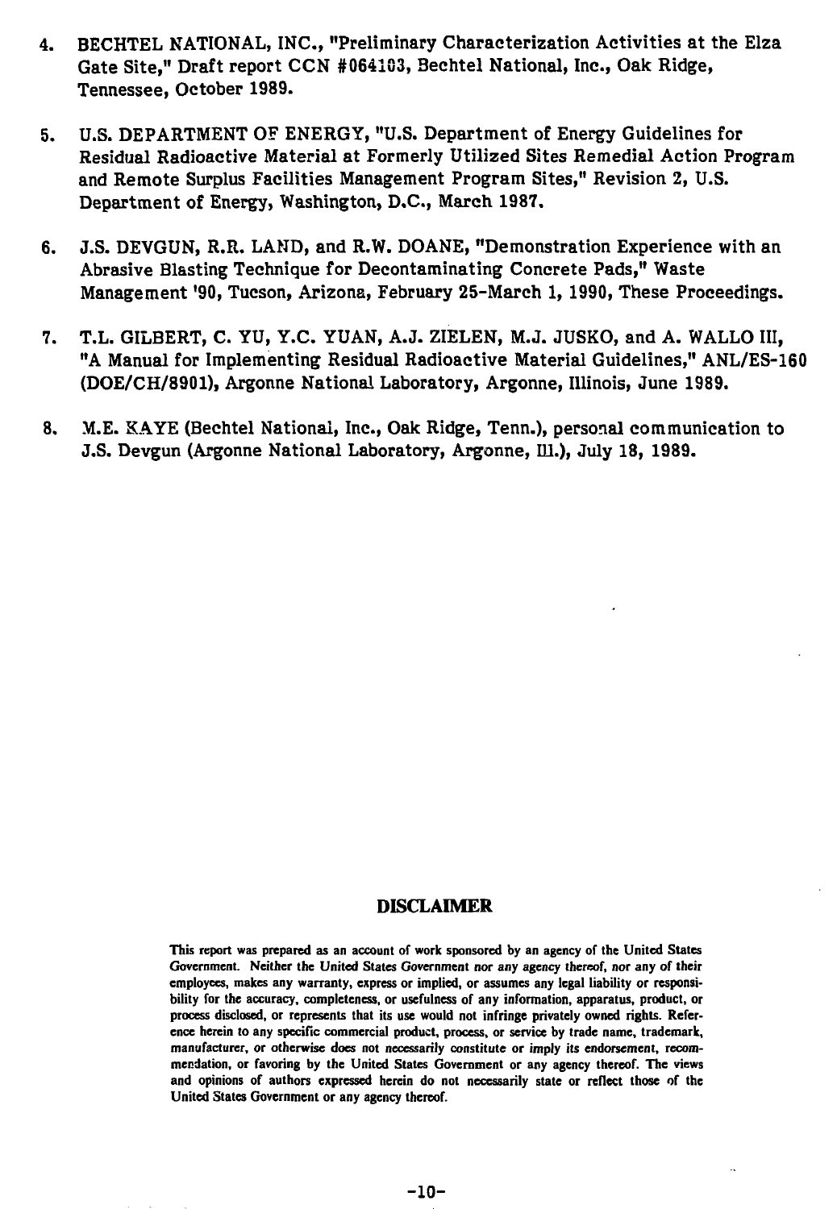4. BECHTEL NATIONAL, INC., "Preliminary Characterization Activities at the Elza Gate Site," Draft report CCN #064103, Bechtel National, Inc., Oak Ridge, Tennessee, October 1989.

5. U.S. DEPARTMENT OF ENERGY, "U.S. Department of Energy Guidelines for Residual Radioactive Material at Formerly Utilized Sites Remedial Action Program and Remote Surplus Facilities Management Program Sites," Revision 2, U.S. Department of Energy, Washington, D.C., March 1987.

6. J.S. DEVGUN, R.R. LAND, and R.W. DOANE, "Demonstration Experience with an Abrasive Blasting Technique for Decontaminating Concrete Pads," Waste Management '90, Tucson, Arizona, February 25-March 1, 1990, These Proceedings.

7. T.L. GILBERT, C. YU, Y.C. YUAN, A.J. ZIELEN, M.J. JUSKO, and A. WALLO III, "A Manual for Implementing Residual Radioactive Material Guidelines," ANL/ES-160 (DOE/CH/8901), Argonne National Laboratory, Argonne, Illinois, June 1989.

8. M.E. KAYE (Bechtel National, Inc., Oak Ridge, Tenn.), personal communication to J.S. Devgun (Argonne National Laboratory, Argonne, Ill.), July 18, 1989.

## DISCLAIMER

This report was prepared as an account of work sponsored by an agency of the United States Government. Neither the United States Government nor any agency thereof, nor any of their employees, makes any warranty, express or implied, or assumes any legal liability or responsibility for the accuracy, completeness, or usefulness of any information, apparatus, product, or process disclosed, or represents that its use would not infringe privately owned rights. Reference herein to any specific commercial product, process, or service by trade name, trademark, manufacturer, or otherwise does not necessarily constitute or imply its endorsement, recommendation, or favoring by the United States Government or any agency thereof. The views and opinions of authors expressed herein do not necessarily state or reflect those of the United States Government or any agency thereof.